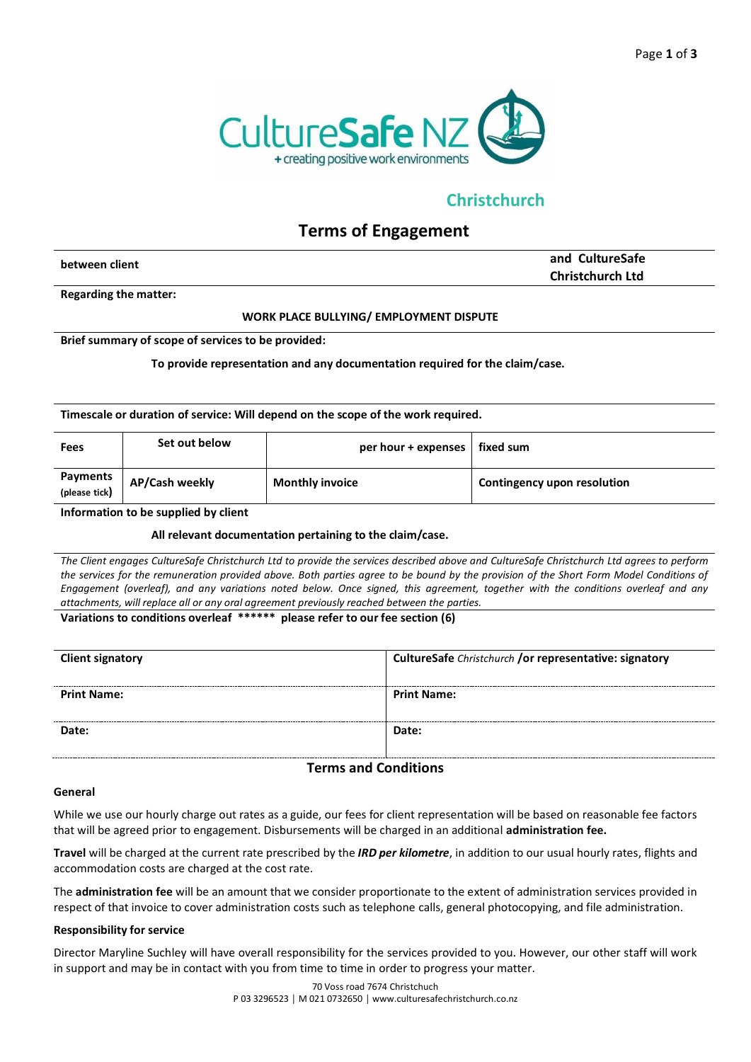CultureSafe NZ
+ creating positive work environments

## Christchurch

# Terms of Engagement

| **between client** | **and CultureSafe Christchurch Ltd** |
|---|---|

**Regarding the matter:**

**WORK PLACE BULLYING/ EMPLOYMENT DISPUTE**

**Brief summary of scope of services to be provided:**

**To provide representation and any documentation required for the claim/case.**

**Timescale or duration of service: Will depend on the scope of the work required.**

| **Fees** | **Set out below** | **per hour + expenses** | **fixed sum** |
|---|---|---|---|
| **Payments** (please tick) | **AP/Cash weekly** | **Monthly invoice** | **Contingency upon resolution** |

**Information to be supplied by client**

**All relevant documentation pertaining to the claim/case.**

*The Client engages CultureSafe Christchurch Ltd to provide the services described above and CultureSafe Christchurch Ltd agrees to perform the services for the remuneration provided above. Both parties agree to be bound by the provision of the Short Form Model Conditions of Engagement (overleaf), and any variations noted below. Once signed, this agreement, together with the conditions overleaf and any attachments, will replace all or any oral agreement previously reached between the parties.*

**Variations to conditions overleaf ****** please refer to our fee section (6)**

| **Client signatory** | **CultureSafe** *Christchurch* **/or representative: signatory** |
|---|---|
| **Print Name:** | **Print Name:** |
| **Date:** | **Date:** |

## Terms and Conditions

### General

While we use our hourly charge out rates as a guide, our fees for client representation will be based on reasonable fee factors that will be agreed prior to engagement. Disbursements will be charged in an additional **administration fee.**

**Travel** will be charged at the current rate prescribed by the ***IRD per kilometre***, in addition to our usual hourly rates, flights and accommodation costs are charged at the cost rate.

The **administration fee** will be an amount that we consider proportionate to the extent of administration services provided in respect of that invoice to cover administration costs such as telephone calls, general photocopying, and file administration.

### Responsibility for service

Director Maryline Suchley will have overall responsibility for the services provided to you. However, our other staff will work in support and may be in contact with you from time to time in order to progress your matter.

70 Voss road 7674 Christchuch
P 03 3296523 | M 021 0732650 | www.culturesafechristchurch.co.nz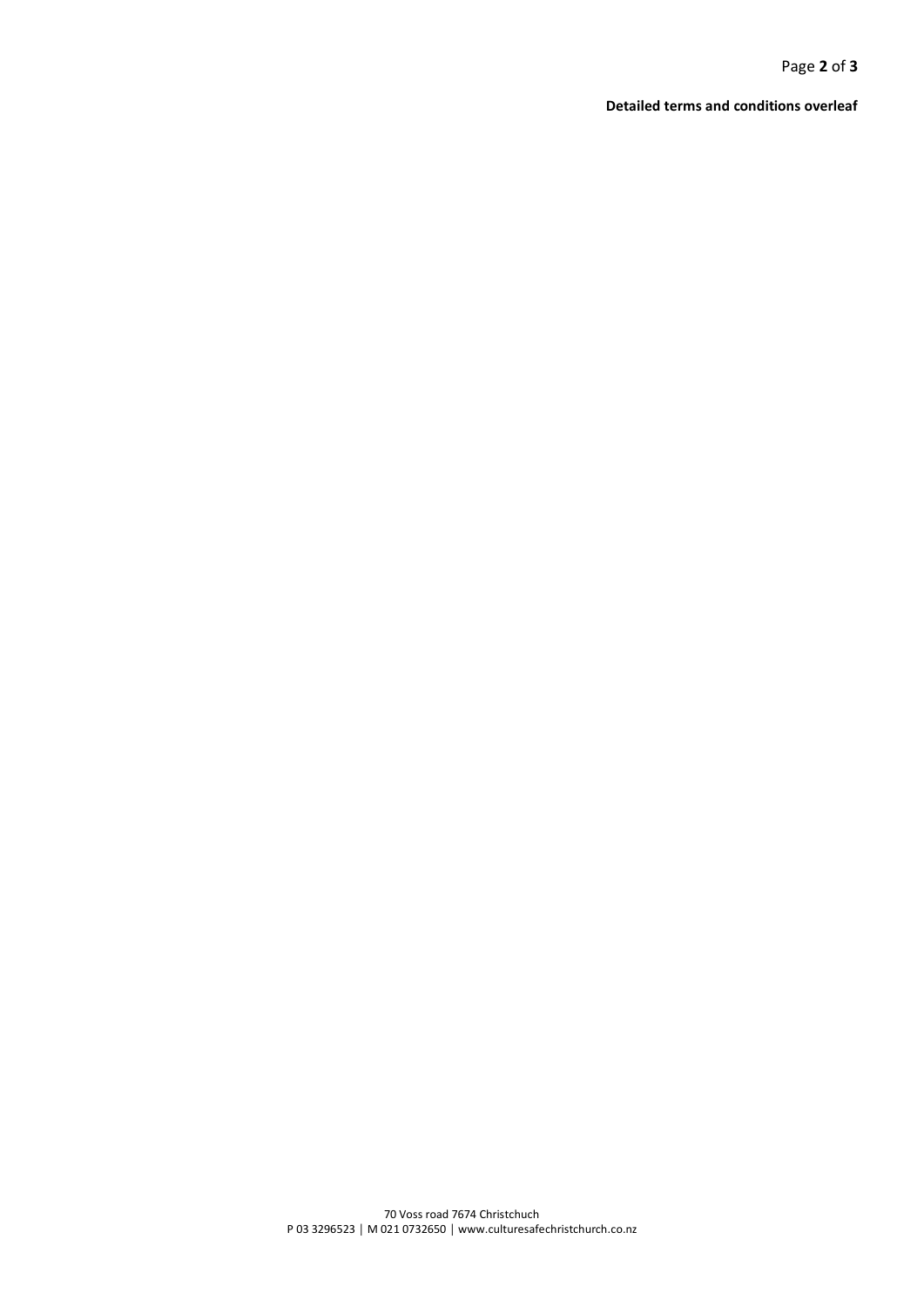**Detailed terms and conditions overleaf**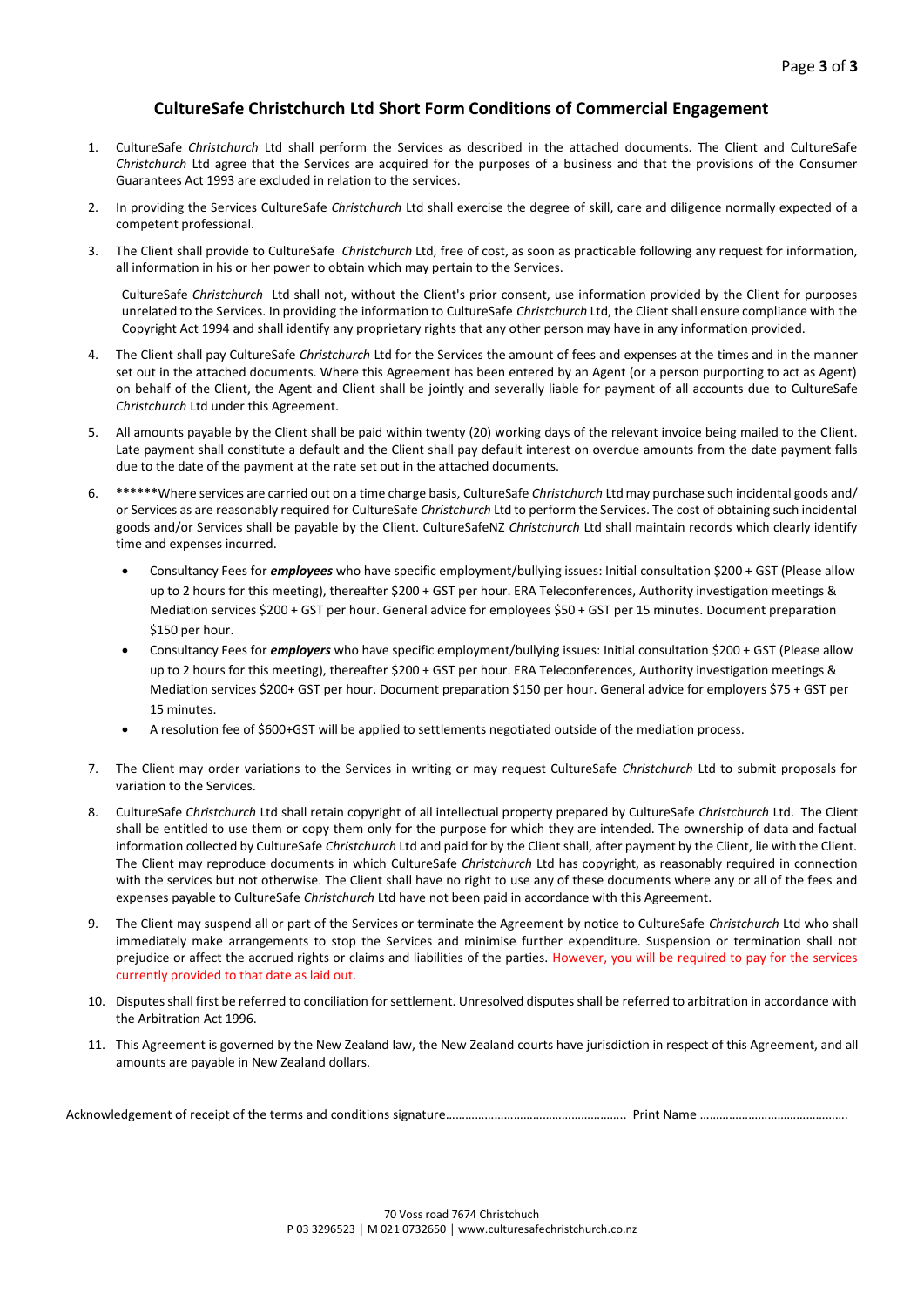## CultureSafe Christchurch Ltd Short Form Conditions of Commercial Engagement

1. CultureSafe *Christchurch* Ltd shall perform the Services as described in the attached documents. The Client and CultureSafe *Christchurch* Ltd agree that the Services are acquired for the purposes of a business and that the provisions of the Consumer Guarantees Act 1993 are excluded in relation to the services.

2. In providing the Services CultureSafe *Christchurch* Ltd shall exercise the degree of skill, care and diligence normally expected of a competent professional.

3. The Client shall provide to CultureSafe *Christchurch* Ltd, free of cost, as soon as practicable following any request for information, all information in his or her power to obtain which may pertain to the Services.

   CultureSafe *Christchurch* Ltd shall not, without the Client's prior consent, use information provided by the Client for purposes unrelated to the Services. In providing the information to CultureSafe *Christchurch* Ltd, the Client shall ensure compliance with the Copyright Act 1994 and shall identify any proprietary rights that any other person may have in any information provided.

4. The Client shall pay CultureSafe *Christchurch* Ltd for the Services the amount of fees and expenses at the times and in the manner set out in the attached documents. Where this Agreement has been entered by an Agent (or a person purporting to act as Agent) on behalf of the Client, the Agent and Client shall be jointly and severally liable for payment of all accounts due to CultureSafe *Christchurch* Ltd under this Agreement.

5. All amounts payable by the Client shall be paid within twenty (20) working days of the relevant invoice being mailed to the Client. Late payment shall constitute a default and the Client shall pay default interest on overdue amounts from the date payment falls due to the date of the payment at the rate set out in the attached documents.

6. **\*\*\*\*\*\***Where services are carried out on a time charge basis, CultureSafe *Christchurch* Ltd may purchase such incidental goods and/ or Services as are reasonably required for CultureSafe *Christchurch* Ltd to perform the Services. The cost of obtaining such incidental goods and/or Services shall be payable by the Client. CultureSafeNZ *Christchurch* Ltd shall maintain records which clearly identify time and expenses incurred.

   - Consultancy Fees for ***employees*** who have specific employment/bullying issues: Initial consultation $200 + GST (Please allow up to 2 hours for this meeting), thereafter $200 + GST per hour. ERA Teleconferences, Authority investigation meetings & Mediation services $200 + GST per hour. General advice for employees $50 + GST per 15 minutes. Document preparation $150 per hour.
   - Consultancy Fees for ***employers*** who have specific employment/bullying issues: Initial consultation $200 + GST (Please allow up to 2 hours for this meeting), thereafter $200 + GST per hour. ERA Teleconferences, Authority investigation meetings & Mediation services $200+ GST per hour. Document preparation $150 per hour. General advice for employers $75 + GST per 15 minutes.
   - A resolution fee of $600+GST will be applied to settlements negotiated outside of the mediation process.

7. The Client may order variations to the Services in writing or may request CultureSafe *Christchurch* Ltd to submit proposals for variation to the Services.

8. CultureSafe *Christchurch* Ltd shall retain copyright of all intellectual property prepared by CultureSafe *Christchurch* Ltd. The Client shall be entitled to use them or copy them only for the purpose for which they are intended. The ownership of data and factual information collected by CultureSafe *Christchurch* Ltd and paid for by the Client shall, after payment by the Client, lie with the Client. The Client may reproduce documents in which CultureSafe *Christchurch* Ltd has copyright, as reasonably required in connection with the services but not otherwise. The Client shall have no right to use any of these documents where any or all of the fees and expenses payable to CultureSafe *Christchurch* Ltd have not been paid in accordance with this Agreement.

9. The Client may suspend all or part of the Services or terminate the Agreement by notice to CultureSafe *Christchurch* Ltd who shall immediately make arrangements to stop the Services and minimise further expenditure. Suspension or termination shall not prejudice or affect the accrued rights or claims and liabilities of the parties. However, you will be required to pay for the services currently provided to that date as laid out.

10. Disputes shall first be referred to conciliation for settlement. Unresolved disputes shall be referred to arbitration in accordance with the Arbitration Act 1996.

11. This Agreement is governed by the New Zealand law, the New Zealand courts have jurisdiction in respect of this Agreement, and all amounts are payable in New Zealand dollars.

Acknowledgement of receipt of the terms and conditions signature……………………………………………….. Print Name ……………………………………….

70 Voss road 7674 Christchurch
P 03 3296523 | M 021 0732650 | www.culturesafechristchurch.co.nz